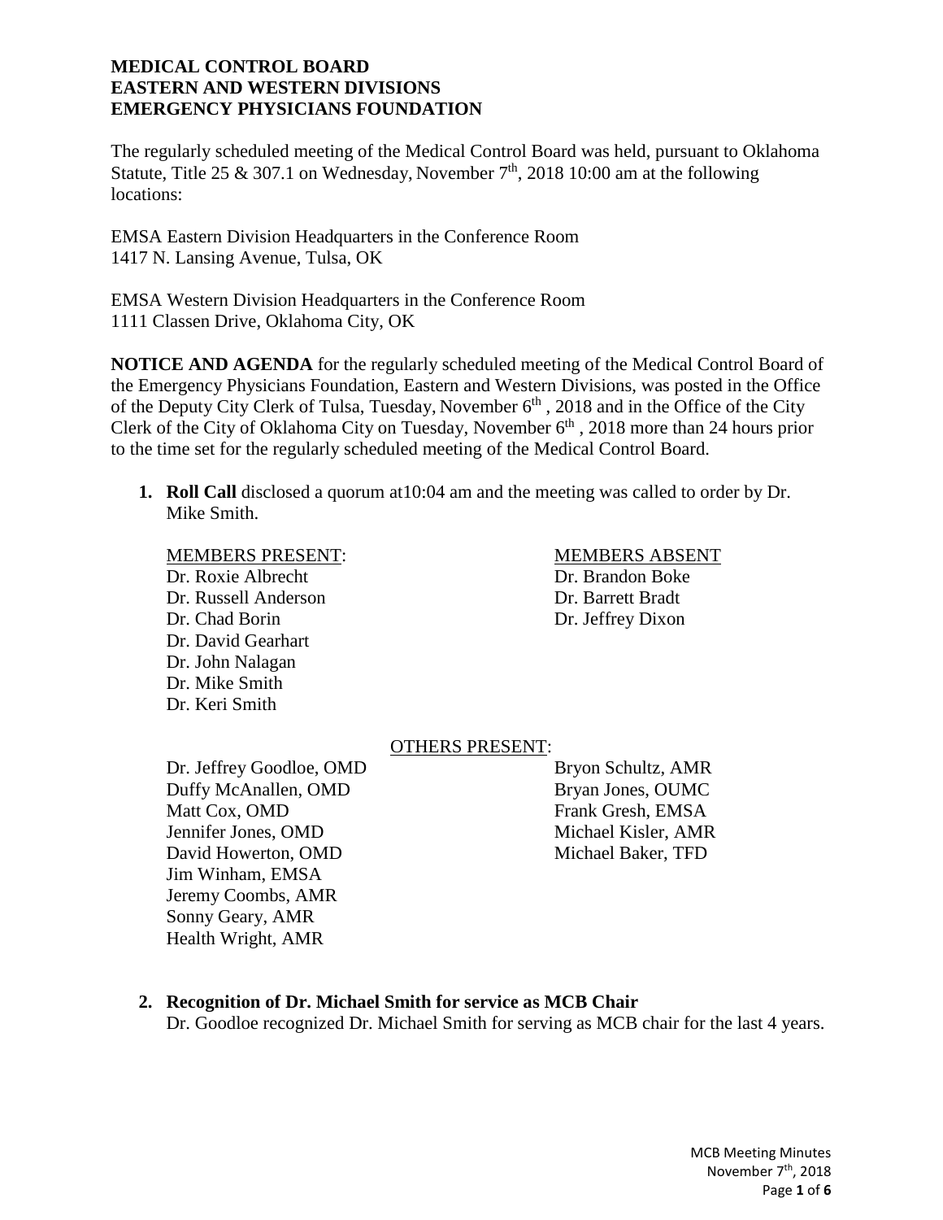**MEDICAL CONTROL BOARD**
**EASTERN AND WESTERN DIVISIONS**
**EMERGENCY PHYSICIANS FOUNDATION**

The regularly scheduled meeting of the Medical Control Board was held, pursuant to Oklahoma Statute, Title 25 & 307.1 on Wednesday, November 7th, 2018 10:00 am at the following locations:

EMSA Eastern Division Headquarters in the Conference Room
1417 N. Lansing Avenue, Tulsa, OK

EMSA Western Division Headquarters in the Conference Room
1111 Classen Drive, Oklahoma City, OK

**NOTICE AND AGENDA** for the regularly scheduled meeting of the Medical Control Board of the Emergency Physicians Foundation, Eastern and Western Divisions, was posted in the Office of the Deputy City Clerk of Tulsa, Tuesday, November 6th , 2018 and in the Office of the City Clerk of the City of Oklahoma City on Tuesday, November 6th , 2018 more than 24 hours prior to the time set for the regularly scheduled meeting of the Medical Control Board.

1. **Roll Call** disclosed a quorum at10:04 am and the meeting was called to order by Dr. Mike Smith.

MEMBERS PRESENT:
Dr. Roxie Albrecht
Dr. Russell Anderson
Dr. Chad Borin
Dr. David Gearhart
Dr. John Nalagan
Dr. Mike Smith
Dr. Keri Smith

MEMBERS ABSENT
Dr. Brandon Boke
Dr. Barrett Bradt
Dr. Jeffrey Dixon

OTHERS PRESENT:
Dr. Jeffrey Goodloe, OMD
Duffy McAnallen, OMD
Matt Cox, OMD
Jennifer Jones, OMD
David Howerton, OMD
Jim Winham, EMSA
Jeremy Coombs, AMR
Sonny Geary, AMR
Health Wright, AMR
Bryon Schultz, AMR
Bryan Jones, OUMC
Frank Gresh, EMSA
Michael Kisler, AMR
Michael Baker, TFD

2. **Recognition of Dr. Michael Smith for service as MCB Chair**
Dr. Goodloe recognized Dr. Michael Smith for serving as MCB chair for the last 4 years.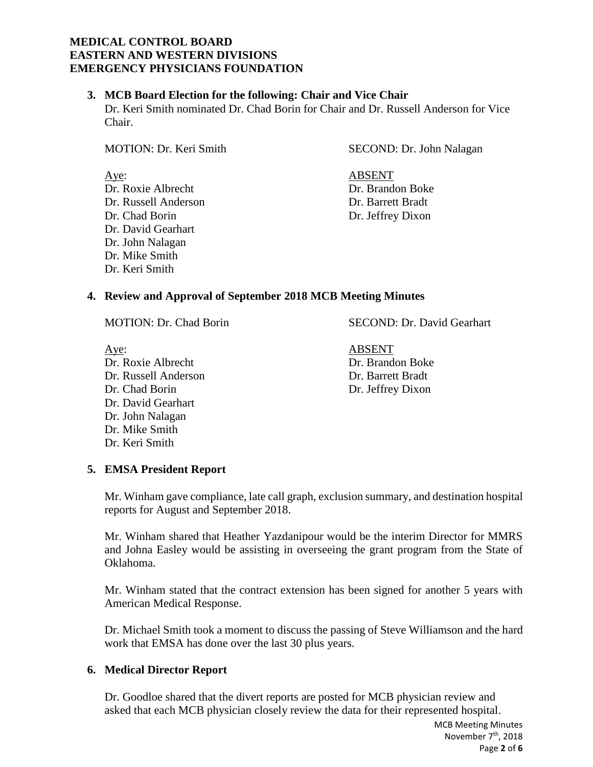**MEDICAL CONTROL BOARD**
**EASTERN AND WESTERN DIVISIONS**
**EMERGENCY PHYSICIANS FOUNDATION**

**3. MCB Board Election for the following: Chair and Vice Chair**

Dr. Keri Smith nominated Dr. Chad Borin for Chair and Dr. Russell Anderson for Vice Chair.

MOTION: Dr. Keri Smith  SECOND: Dr. John Nalagan

| Aye: | ABSENT |
| --- | --- |
| Dr. Roxie Albrecht | Dr. Brandon Boke |
| Dr. Russell Anderson | Dr. Barrett Bradt |
| Dr. Chad Borin | Dr. Jeffrey Dixon |
| Dr. David Gearhart | |
| Dr. John Nalagan | |
| Dr. Mike Smith | |
| Dr. Keri Smith | |

**4. Review and Approval of September 2018 MCB Meeting Minutes**

MOTION: Dr. Chad Borin  SECOND: Dr. David Gearhart

| Aye: | ABSENT |
| --- | --- |
| Dr. Roxie Albrecht | Dr. Brandon Boke |
| Dr. Russell Anderson | Dr. Barrett Bradt |
| Dr. Chad Borin | Dr. Jeffrey Dixon |
| Dr. David Gearhart | |
| Dr. John Nalagan | |
| Dr. Mike Smith | |
| Dr. Keri Smith | |

**5. EMSA President Report**

Mr. Winham gave compliance, late call graph, exclusion summary, and destination hospital reports for August and September 2018.

Mr. Winham shared that Heather Yazdanipour would be the interim Director for MMRS and Johna Easley would be assisting in overseeing the grant program from the State of Oklahoma.

Mr. Winham stated that the contract extension has been signed for another 5 years with American Medical Response.

Dr. Michael Smith took a moment to discuss the passing of Steve Williamson and the hard work that EMSA has done over the last 30 plus years.

**6. Medical Director Report**

Dr. Goodloe shared that the divert reports are posted for MCB physician review and asked that each MCB physician closely review the data for their represented hospital.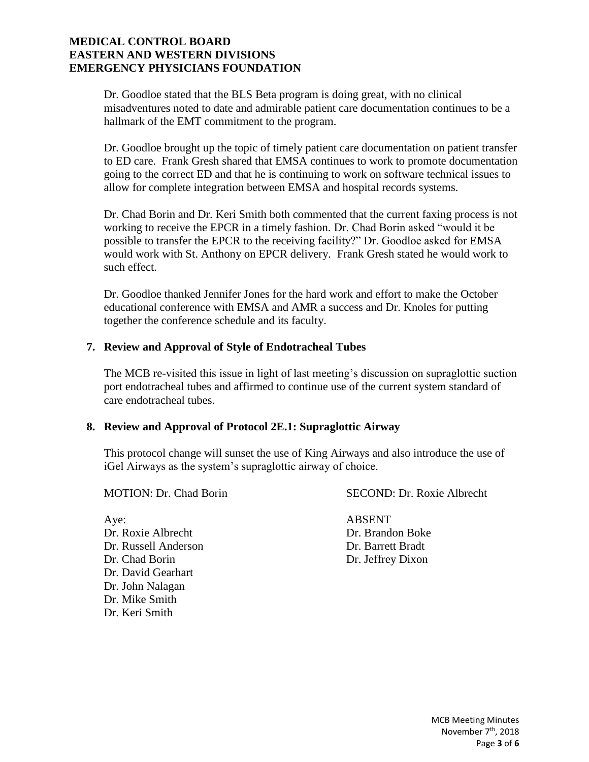Dr. Goodloe stated that the BLS Beta program is doing great, with no clinical misadventures noted to date and admirable patient care documentation continues to be a hallmark of the EMT commitment to the program.

Dr. Goodloe brought up the topic of timely patient care documentation on patient transfer to ED care. Frank Gresh shared that EMSA continues to work to promote documentation going to the correct ED and that he is continuing to work on software technical issues to allow for complete integration between EMSA and hospital records systems.

Dr. Chad Borin and Dr. Keri Smith both commented that the current faxing process is not working to receive the EPCR in a timely fashion. Dr. Chad Borin asked "would it be possible to transfer the EPCR to the receiving facility?" Dr. Goodloe asked for EMSA would work with St. Anthony on EPCR delivery. Frank Gresh stated he would work to such effect.

Dr. Goodloe thanked Jennifer Jones for the hard work and effort to make the October educational conference with EMSA and AMR a success and Dr. Knoles for putting together the conference schedule and its faculty.

## 7. Review and Approval of Style of Endotracheal Tubes

The MCB re-visited this issue in light of last meeting's discussion on supraglottic suction port endotracheal tubes and affirmed to continue use of the current system standard of care endotracheal tubes.

## 8. Review and Approval of Protocol 2E.1: Supraglottic Airway

This protocol change will sunset the use of King Airways and also introduce the use of iGel Airways as the system's supraglottic airway of choice.

MOTION: Dr. Chad Borin SECOND: Dr. Roxie Albrecht

Aye:
Dr. Roxie Albrecht
Dr. Russell Anderson
Dr. Chad Borin
Dr. David Gearhart
Dr. John Nalagan
Dr. Mike Smith
Dr. Keri Smith

ABSENT
Dr. Brandon Boke
Dr. Barrett Bradt
Dr. Jeffrey Dixon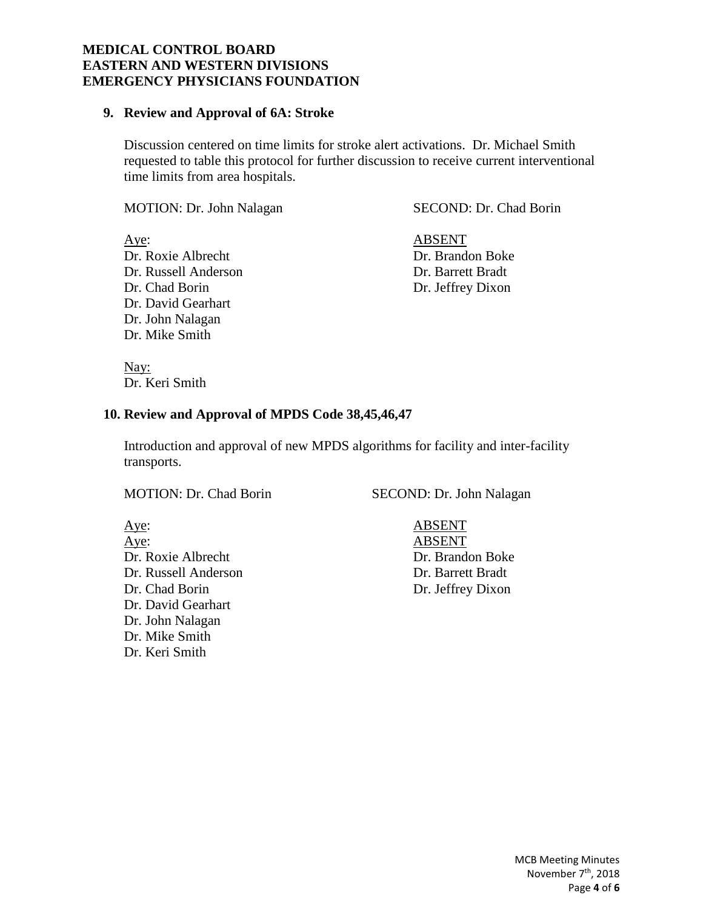**MEDICAL CONTROL BOARD**
**EASTERN AND WESTERN DIVISIONS**
**EMERGENCY PHYSICIANS FOUNDATION**

**9. Review and Approval of 6A: Stroke**

Discussion centered on time limits for stroke alert activations. Dr. Michael Smith requested to table this protocol for further discussion to receive current interventional time limits from area hospitals.

MOTION: Dr. John Nalagan SECOND: Dr. Chad Borin

Aye:
Dr. Roxie Albrecht
Dr. Russell Anderson
Dr. Chad Borin
Dr. David Gearhart
Dr. John Nalagan
Dr. Mike Smith

ABSENT
Dr. Brandon Boke
Dr. Barrett Bradt
Dr. Jeffrey Dixon

Nay:
Dr. Keri Smith

**10. Review and Approval of MPDS Code 38,45,46,47**

Introduction and approval of new MPDS algorithms for facility and inter-facility transports.

MOTION: Dr. Chad Borin SECOND: Dr. John Nalagan

Aye:
Aye:
Dr. Roxie Albrecht
Dr. Russell Anderson
Dr. Chad Borin
Dr. David Gearhart
Dr. John Nalagan
Dr. Mike Smith
Dr. Keri Smith

ABSENT
ABSENT
Dr. Brandon Boke
Dr. Barrett Bradt
Dr. Jeffrey Dixon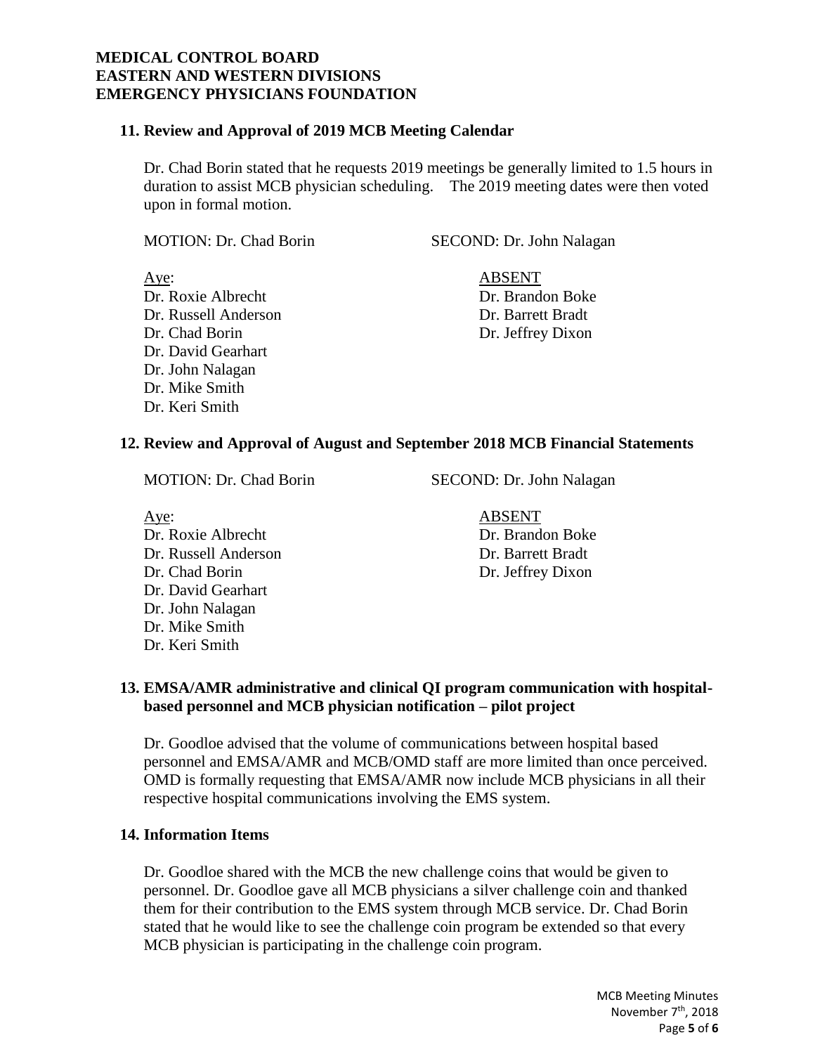**MEDICAL CONTROL BOARD**
**EASTERN AND WESTERN DIVISIONS**
**EMERGENCY PHYSICIANS FOUNDATION**

### 11. Review and Approval of 2019 MCB Meeting Calendar

Dr. Chad Borin stated that he requests 2019 meetings be generally limited to 1.5 hours in duration to assist MCB physician scheduling. The 2019 meeting dates were then voted upon in formal motion.

MOTION: Dr. Chad Borin SECOND: Dr. John Nalagan

| Aye: | ABSENT |
|---|---|
| Dr. Roxie Albrecht | Dr. Brandon Boke |
| Dr. Russell Anderson | Dr. Barrett Bradt |
| Dr. Chad Borin | Dr. Jeffrey Dixon |
| Dr. David Gearhart | |
| Dr. John Nalagan | |
| Dr. Mike Smith | |
| Dr. Keri Smith | |

### 12. Review and Approval of August and September 2018 MCB Financial Statements

MOTION: Dr. Chad Borin SECOND: Dr. John Nalagan

| Aye: | ABSENT |
|---|---|
| Dr. Roxie Albrecht | Dr. Brandon Boke |
| Dr. Russell Anderson | Dr. Barrett Bradt |
| Dr. Chad Borin | Dr. Jeffrey Dixon |
| Dr. David Gearhart | |
| Dr. John Nalagan | |
| Dr. Mike Smith | |
| Dr. Keri Smith | |

### 13. EMSA/AMR administrative and clinical QI program communication with hospital-based personnel and MCB physician notification – pilot project

Dr. Goodloe advised that the volume of communications between hospital based personnel and EMSA/AMR and MCB/OMD staff are more limited than once perceived. OMD is formally requesting that EMSA/AMR now include MCB physicians in all their respective hospital communications involving the EMS system.

### 14. Information Items

Dr. Goodloe shared with the MCB the new challenge coins that would be given to personnel. Dr. Goodloe gave all MCB physicians a silver challenge coin and thanked them for their contribution to the EMS system through MCB service. Dr. Chad Borin stated that he would like to see the challenge coin program be extended so that every MCB physician is participating in the challenge coin program.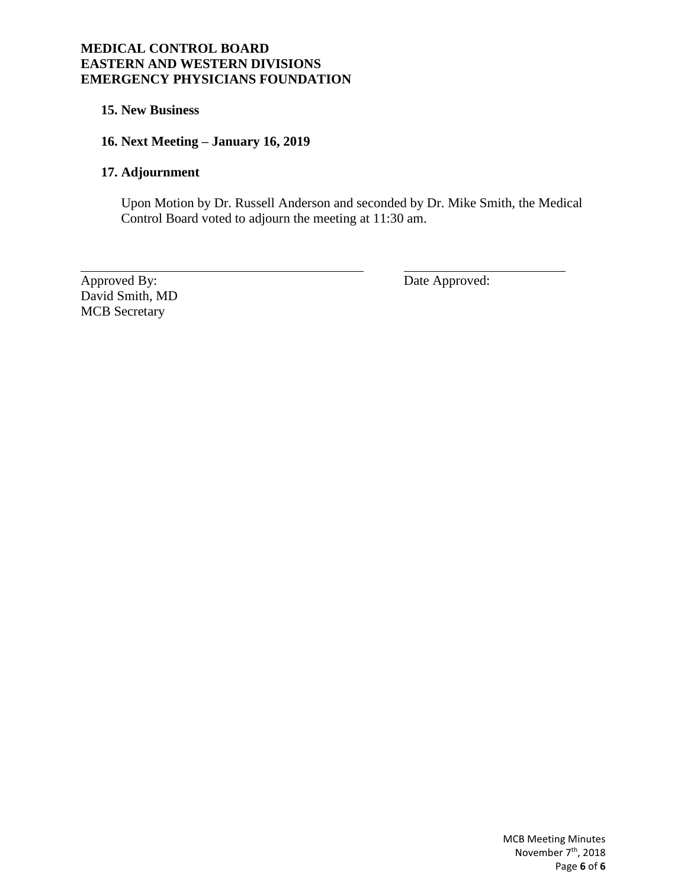**MEDICAL CONTROL BOARD**
**EASTERN AND WESTERN DIVISIONS**
**EMERGENCY PHYSICIANS FOUNDATION**

### 15. New Business

### 16. Next Meeting – January 16, 2019

### 17. Adjournment

Upon Motion by Dr. Russell Anderson and seconded by Dr. Mike Smith, the Medical Control Board voted to adjourn the meeting at 11:30 am.

| | |
|---|---|
| \_\_\_\_\_\_\_\_\_\_\_\_\_\_\_\_\_\_\_\_\_\_\_\_\_\_\_\_\_\_\_\_\_\_\_\_\_\_ | \_\_\_\_\_\_\_\_\_\_\_\_\_\_\_\_\_\_\_\_\_\_\_ |
| Approved By:<br>David Smith, MD<br>MCB Secretary | Date Approved: |